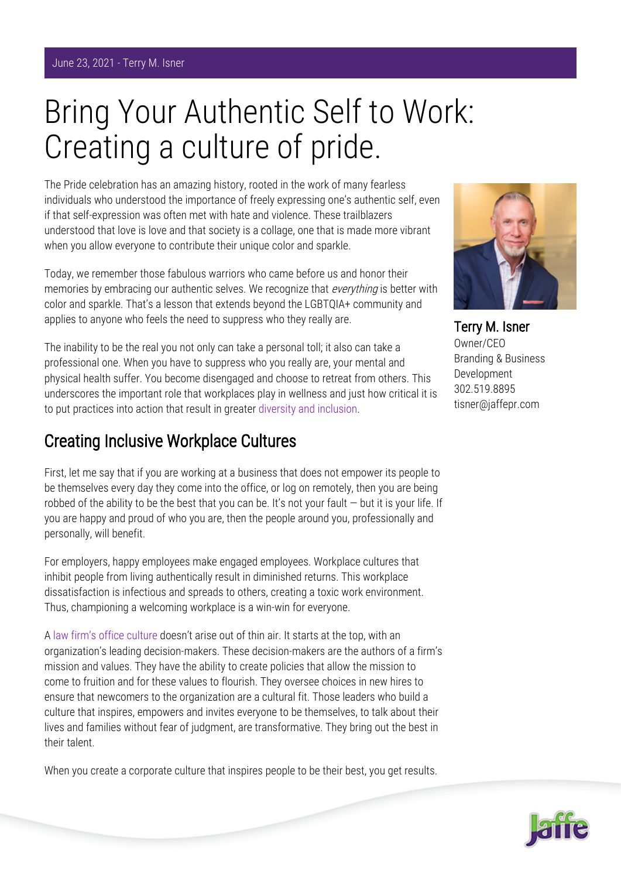June 23, 2021 - Terry M. Isner

# Bring Your Authentic Self to Work: Creating a culture of pride.

The Pride celebration has an amazing history, rooted in the work of many fearless individuals who understood the importance of freely expressing one's authentic self, even if that self-expression was often met with hate and violence. These trailblazers understood that love is love and that society is a collage, one that is made more vibrant when you allow everyone to contribute their unique color and sparkle.

Today, we remember those fabulous warriors who came before us and honor their memories by embracing our authentic selves. We recognize that *everything* is better with color and sparkle. That's a lesson that extends beyond the LGBTQIA+ community and applies to anyone who feels the need to suppress who they really are.

The inability to be the real you not only can take a personal toll; it also can take a professional one. When you have to suppress who you really are, your mental and physical health suffer. You become disengaged and choose to retreat from others. This underscores the important role that workplaces play in wellness and just how critical it is to put practices into action that result in greater diversity and inclusion.

**Terry M. Isner**
Owner/CEO
Branding & Business Development
302.519.8895
tisner@jaffepr.com

## Creating Inclusive Workplace Cultures

First, let me say that if you are working at a business that does not empower its people to be themselves every day they come into the office, or log on remotely, then you are being robbed of the ability to be the best that you can be. It's not your fault — but it is your life. If you are happy and proud of who you are, then the people around you, professionally and personally, will benefit.

For employers, happy employees make engaged employees. Workplace cultures that inhibit people from living authentically result in diminished returns. This workplace dissatisfaction is infectious and spreads to others, creating a toxic work environment. Thus, championing a welcoming workplace is a win-win for everyone.

A law firm's office culture doesn't arise out of thin air. It starts at the top, with an organization's leading decision-makers. These decision-makers are the authors of a firm's mission and values. They have the ability to create policies that allow the mission to come to fruition and for these values to flourish. They oversee choices in new hires to ensure that newcomers to the organization are a cultural fit. Those leaders who build a culture that inspires, empowers and invites everyone to be themselves, to talk about their lives and families without fear of judgment, are transformative. They bring out the best in their talent.

When you create a corporate culture that inspires people to be their best, you get results.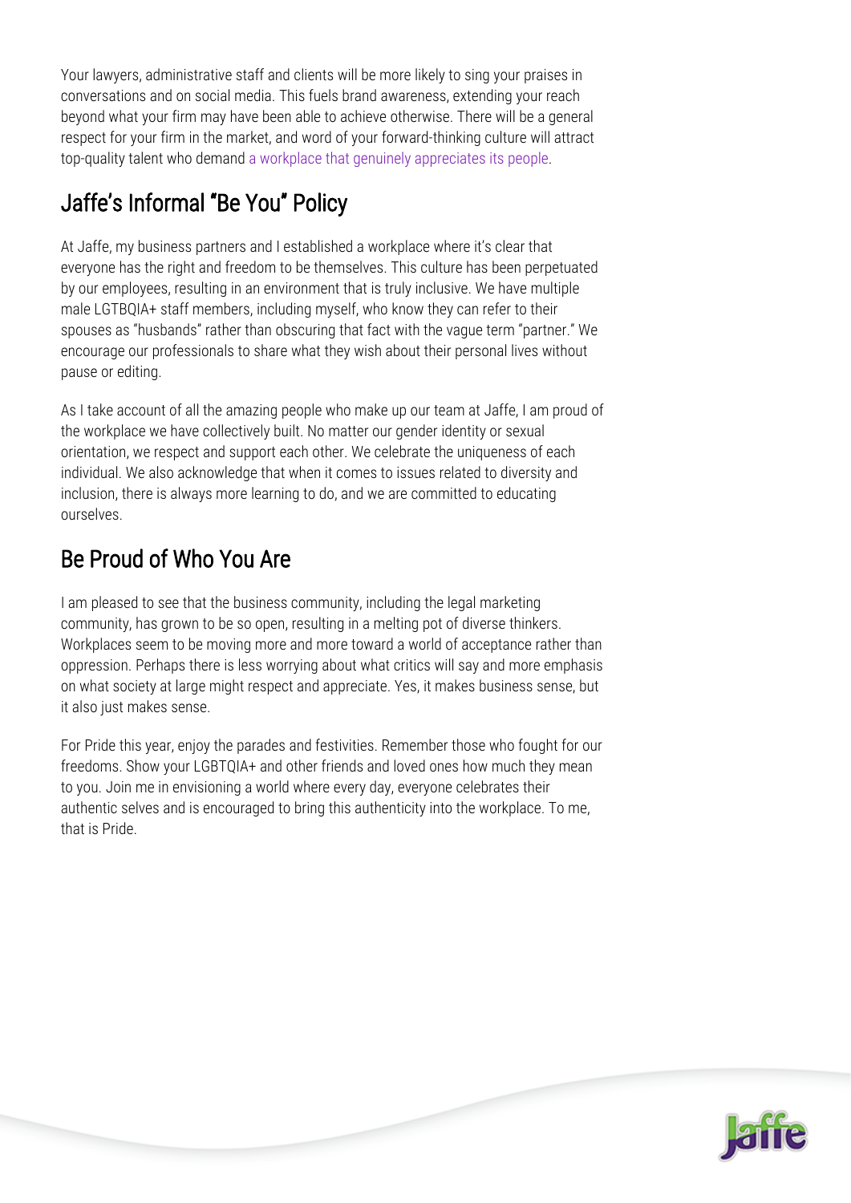Your lawyers, administrative staff and clients will be more likely to sing your praises in conversations and on social media. This fuels brand awareness, extending your reach beyond what your firm may have been able to achieve otherwise. There will be a general respect for your firm in the market, and word of your forward-thinking culture will attract top-quality talent who demand a workplace that genuinely appreciates its people.

## Jaffe's Informal "Be You" Policy

At Jaffe, my business partners and I established a workplace where it's clear that everyone has the right and freedom to be themselves. This culture has been perpetuated by our employees, resulting in an environment that is truly inclusive. We have multiple male LGTBQIA+ staff members, including myself, who know they can refer to their spouses as "husbands" rather than obscuring that fact with the vague term "partner." We encourage our professionals to share what they wish about their personal lives without pause or editing.

As I take account of all the amazing people who make up our team at Jaffe, I am proud of the workplace we have collectively built. No matter our gender identity or sexual orientation, we respect and support each other. We celebrate the uniqueness of each individual. We also acknowledge that when it comes to issues related to diversity and inclusion, there is always more learning to do, and we are committed to educating ourselves.

## Be Proud of Who You Are

I am pleased to see that the business community, including the legal marketing community, has grown to be so open, resulting in a melting pot of diverse thinkers. Workplaces seem to be moving more and more toward a world of acceptance rather than oppression. Perhaps there is less worrying about what critics will say and more emphasis on what society at large might respect and appreciate. Yes, it makes business sense, but it also just makes sense.

For Pride this year, enjoy the parades and festivities. Remember those who fought for our freedoms. Show your LGBTQIA+ and other friends and loved ones how much they mean to you. Join me in envisioning a world where every day, everyone celebrates their authentic selves and is encouraged to bring this authenticity into the workplace. To me, that is Pride.